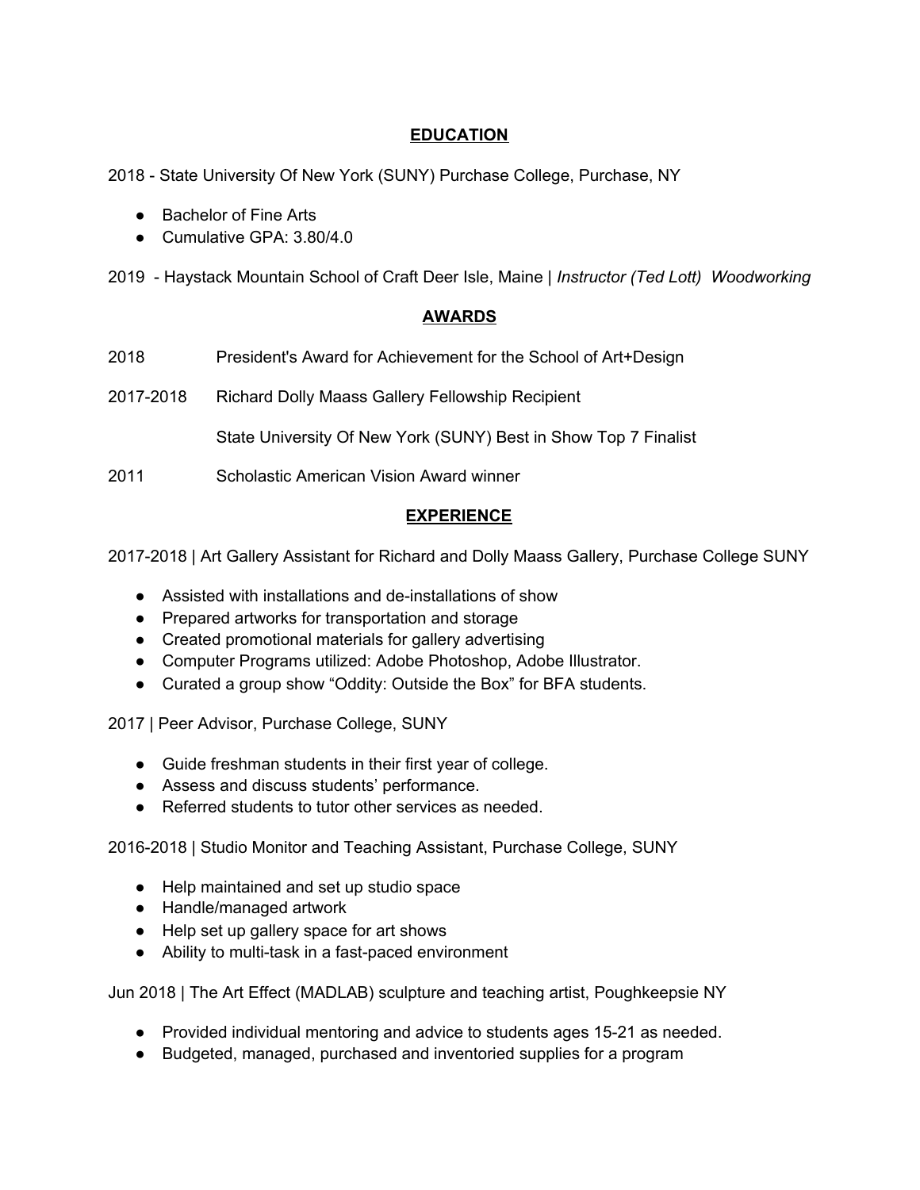## **EDUCATION**

2018 - State University Of New York (SUNY) Purchase College, Purchase, NY

- Bachelor of Fine Arts
- Cumulative GPA: 3.80/4.0

2019 - Haystack Mountain School of Craft Deer Isle, Maine | *Instructor (Ted Lott) Woodworking*

## **AWARDS**

2018 President's Award for Achievement for the School of Art+Design

2017-2018 Richard Dolly Maass Gallery Fellowship Recipient

State University Of New York (SUNY) Best in Show Top 7 Finalist

2011 Scholastic American Vision Award winner

## **EXPERIENCE**

2017-2018 | Art Gallery Assistant for Richard and Dolly Maass Gallery, Purchase College SUNY

- Assisted with installations and de-installations of show
- Prepared artworks for transportation and storage
- Created promotional materials for gallery advertising
- Computer Programs utilized: Adobe Photoshop, Adobe Illustrator.
- Curated a group show “Oddity: Outside the Box” for BFA students.

2017 | Peer Advisor, Purchase College, SUNY

- Guide freshman students in their first year of college.
- Assess and discuss students’ performance.
- Referred students to tutor other services as needed.

2016-2018 | Studio Monitor and Teaching Assistant, Purchase College, SUNY

- Help maintained and set up studio space
- Handle/managed artwork
- Help set up gallery space for art shows
- Ability to multi-task in a fast-paced environment

Jun 2018 | The Art Effect (MADLAB) sculpture and teaching artist, Poughkeepsie NY

- Provided individual mentoring and advice to students ages 15-21 as needed.
- Budgeted, managed, purchased and inventoried supplies for a program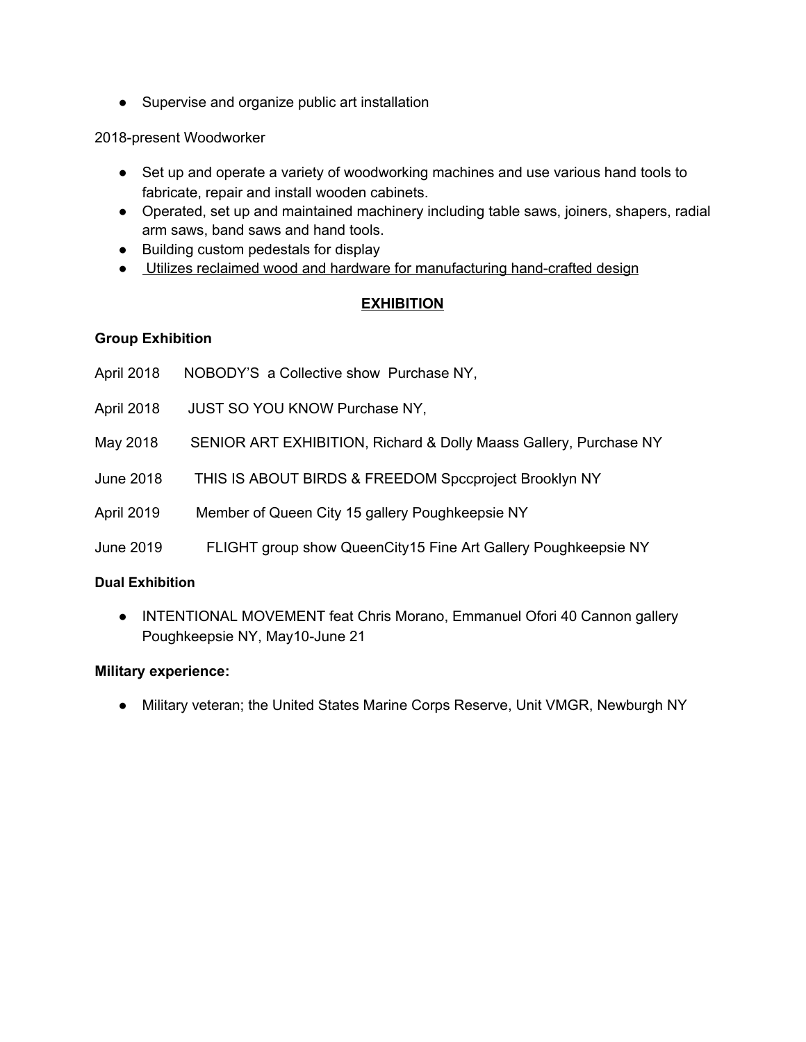- Supervise and organize public art installation

2018-present Woodworker

- Set up and operate a variety of woodworking machines and use various hand tools to fabricate, repair and install wooden cabinets.
- Operated, set up and maintained machinery including table saws, joiners, shapers, radial arm saws, band saws and hand tools.
- Building custom pedestals for display
- <u>Utilizes reclaimed wood and hardware for manufacturing hand-crafted design</u>

## <u>EXHIBITION</u>

**Group Exhibition**

April 2018 NOBODY'S a Collective show Purchase NY,

April 2018 JUST SO YOU KNOW Purchase NY,

May 2018 SENIOR ART EXHIBITION, Richard & Dolly Maass Gallery, Purchase NY

June 2018 THIS IS ABOUT BIRDS & FREEDOM Spccproject Brooklyn NY

April 2019 Member of Queen City 15 gallery Poughkeepsie NY

June 2019 FLIGHT group show QueenCity15 Fine Art Gallery Poughkeepsie NY

**Dual Exhibition**

- INTENTIONAL MOVEMENT feat Chris Morano, Emmanuel Ofori 40 Cannon gallery Poughkeepsie NY, May10-June 21

**Military experience:**

- Military veteran; the United States Marine Corps Reserve, Unit VMGR, Newburgh NY